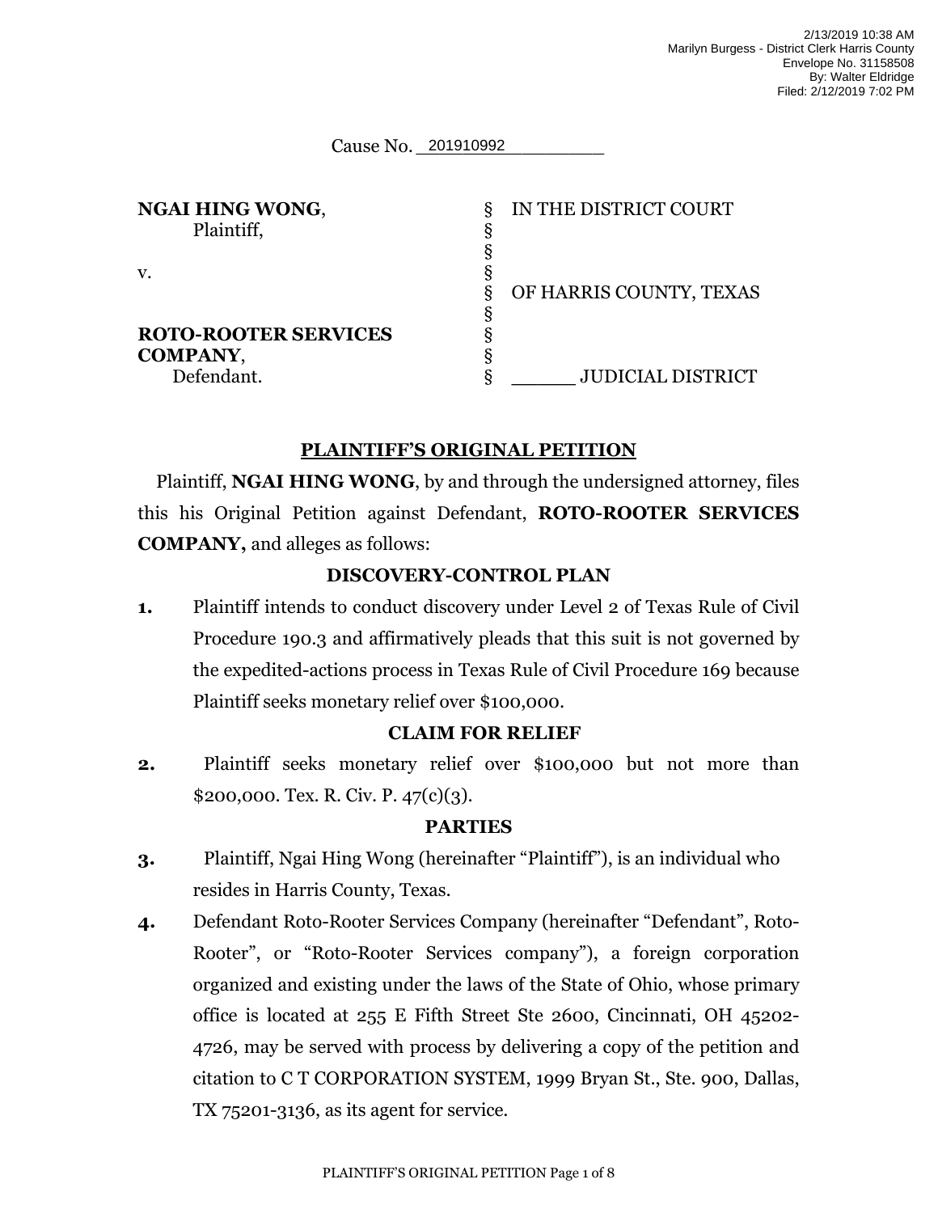2/13/2019 10:38 AM
Marilyn Burgess - District Clerk Harris County
Envelope No. 31158508
By: Walter Eldridge
Filed: 2/12/2019 7:02 PM

Cause No. 201910992

| | | |
|---|---|---|
| **NGAI HING WONG**, Plaintiff, | § | IN THE DISTRICT COURT |
| | § | |
| v. | § | OF HARRIS COUNTY, TEXAS |
| | § | |
| **ROTO-ROOTER SERVICES COMPANY**, Defendant. | § | ______ JUDICIAL DISTRICT |

## PLAINTIFF'S ORIGINAL PETITION

Plaintiff, **NGAI HING WONG**, by and through the undersigned attorney, files this his Original Petition against Defendant, **ROTO-ROOTER SERVICES COMPANY,** and alleges as follows:

### DISCOVERY-CONTROL PLAN

**1.** Plaintiff intends to conduct discovery under Level 2 of Texas Rule of Civil Procedure 190.3 and affirmatively pleads that this suit is not governed by the expedited-actions process in Texas Rule of Civil Procedure 169 because Plaintiff seeks monetary relief over $100,000.

### CLAIM FOR RELIEF

**2.** Plaintiff seeks monetary relief over $100,000 but not more than $200,000. Tex. R. Civ. P. 47(c)(3).

### PARTIES

**3.** Plaintiff, Ngai Hing Wong (hereinafter "Plaintiff"), is an individual who resides in Harris County, Texas.

**4.** Defendant Roto-Rooter Services Company (hereinafter "Defendant", Roto-Rooter", or "Roto-Rooter Services company"), a foreign corporation organized and existing under the laws of the State of Ohio, whose primary office is located at 255 E Fifth Street Ste 2600, Cincinnati, OH 45202-4726, may be served with process by delivering a copy of the petition and citation to C T CORPORATION SYSTEM, 1999 Bryan St., Ste. 900, Dallas, TX 75201-3136, as its agent for service.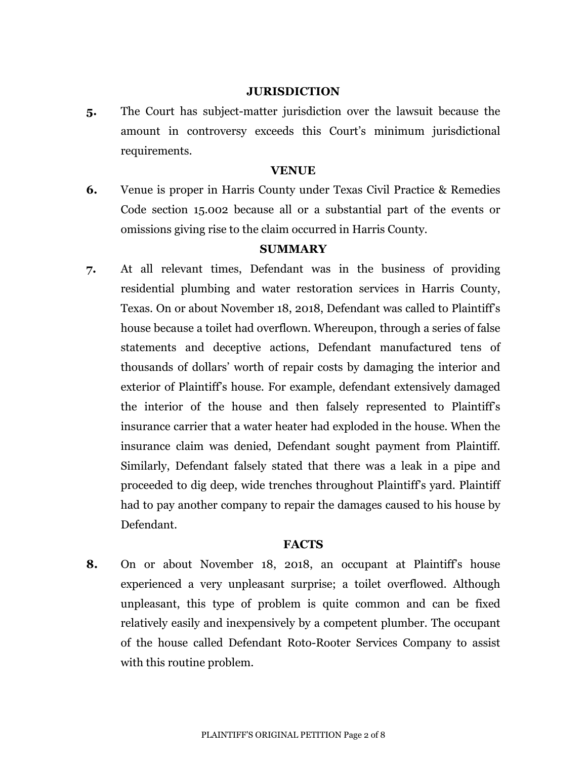## JURISDICTION

**5.** The Court has subject-matter jurisdiction over the lawsuit because the amount in controversy exceeds this Court's minimum jurisdictional requirements.

## VENUE

**6.** Venue is proper in Harris County under Texas Civil Practice & Remedies Code section 15.002 because all or a substantial part of the events or omissions giving rise to the claim occurred in Harris County.

## SUMMARY

**7.** At all relevant times, Defendant was in the business of providing residential plumbing and water restoration services in Harris County, Texas. On or about November 18, 2018, Defendant was called to Plaintiff's house because a toilet had overflown. Whereupon, through a series of false statements and deceptive actions, Defendant manufactured tens of thousands of dollars' worth of repair costs by damaging the interior and exterior of Plaintiff's house. For example, defendant extensively damaged the interior of the house and then falsely represented to Plaintiff's insurance carrier that a water heater had exploded in the house. When the insurance claim was denied, Defendant sought payment from Plaintiff. Similarly, Defendant falsely stated that there was a leak in a pipe and proceeded to dig deep, wide trenches throughout Plaintiff's yard. Plaintiff had to pay another company to repair the damages caused to his house by Defendant.

## FACTS

**8.** On or about November 18, 2018, an occupant at Plaintiff's house experienced a very unpleasant surprise; a toilet overflowed. Although unpleasant, this type of problem is quite common and can be fixed relatively easily and inexpensively by a competent plumber. The occupant of the house called Defendant Roto-Rooter Services Company to assist with this routine problem.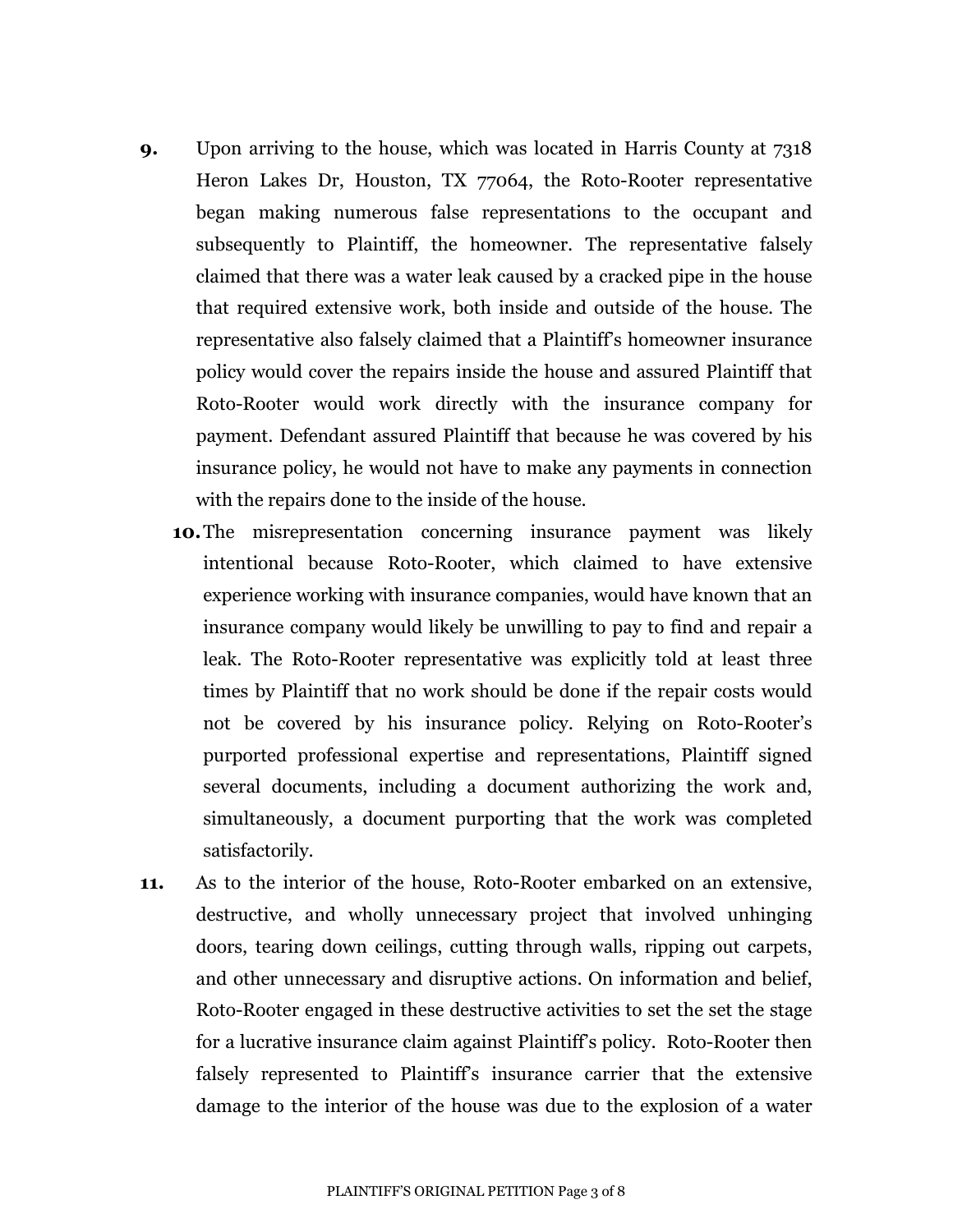9. Upon arriving to the house, which was located in Harris County at 7318 Heron Lakes Dr, Houston, TX 77064, the Roto-Rooter representative began making numerous false representations to the occupant and subsequently to Plaintiff, the homeowner. The representative falsely claimed that there was a water leak caused by a cracked pipe in the house that required extensive work, both inside and outside of the house. The representative also falsely claimed that a Plaintiff's homeowner insurance policy would cover the repairs inside the house and assured Plaintiff that Roto-Rooter would work directly with the insurance company for payment. Defendant assured Plaintiff that because he was covered by his insurance policy, he would not have to make any payments in connection with the repairs done to the inside of the house.

10. The misrepresentation concerning insurance payment was likely intentional because Roto-Rooter, which claimed to have extensive experience working with insurance companies, would have known that an insurance company would likely be unwilling to pay to find and repair a leak. The Roto-Rooter representative was explicitly told at least three times by Plaintiff that no work should be done if the repair costs would not be covered by his insurance policy. Relying on Roto-Rooter's purported professional expertise and representations, Plaintiff signed several documents, including a document authorizing the work and, simultaneously, a document purporting that the work was completed satisfactorily.

11. As to the interior of the house, Roto-Rooter embarked on an extensive, destructive, and wholly unnecessary project that involved unhinging doors, tearing down ceilings, cutting through walls, ripping out carpets, and other unnecessary and disruptive actions. On information and belief, Roto-Rooter engaged in these destructive activities to set the set the stage for a lucrative insurance claim against Plaintiff's policy. Roto-Rooter then falsely represented to Plaintiff's insurance carrier that the extensive damage to the interior of the house was due to the explosion of a water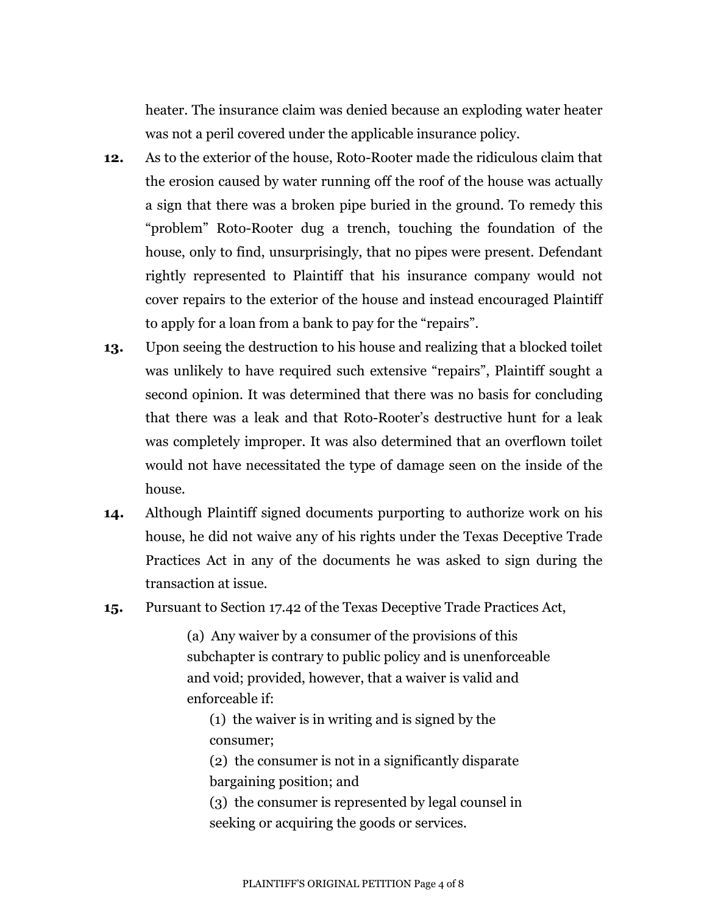heater. The insurance claim was denied because an exploding water heater was not a peril covered under the applicable insurance policy.

**12.** As to the exterior of the house, Roto-Rooter made the ridiculous claim that the erosion caused by water running off the roof of the house was actually a sign that there was a broken pipe buried in the ground. To remedy this "problem" Roto-Rooter dug a trench, touching the foundation of the house, only to find, unsurprisingly, that no pipes were present. Defendant rightly represented to Plaintiff that his insurance company would not cover repairs to the exterior of the house and instead encouraged Plaintiff to apply for a loan from a bank to pay for the "repairs".

**13.** Upon seeing the destruction to his house and realizing that a blocked toilet was unlikely to have required such extensive "repairs", Plaintiff sought a second opinion. It was determined that there was no basis for concluding that there was a leak and that Roto-Rooter's destructive hunt for a leak was completely improper. It was also determined that an overflown toilet would not have necessitated the type of damage seen on the inside of the house.

**14.** Although Plaintiff signed documents purporting to authorize work on his house, he did not waive any of his rights under the Texas Deceptive Trade Practices Act in any of the documents he was asked to sign during the transaction at issue.

**15.** Pursuant to Section 17.42 of the Texas Deceptive Trade Practices Act,

> (a) Any waiver by a consumer of the provisions of this subchapter is contrary to public policy and is unenforceable and void; provided, however, that a waiver is valid and enforceable if:
>
> (1) the waiver is in writing and is signed by the consumer;
>
> (2) the consumer is not in a significantly disparate bargaining position; and
>
> (3) the consumer is represented by legal counsel in seeking or acquiring the goods or services.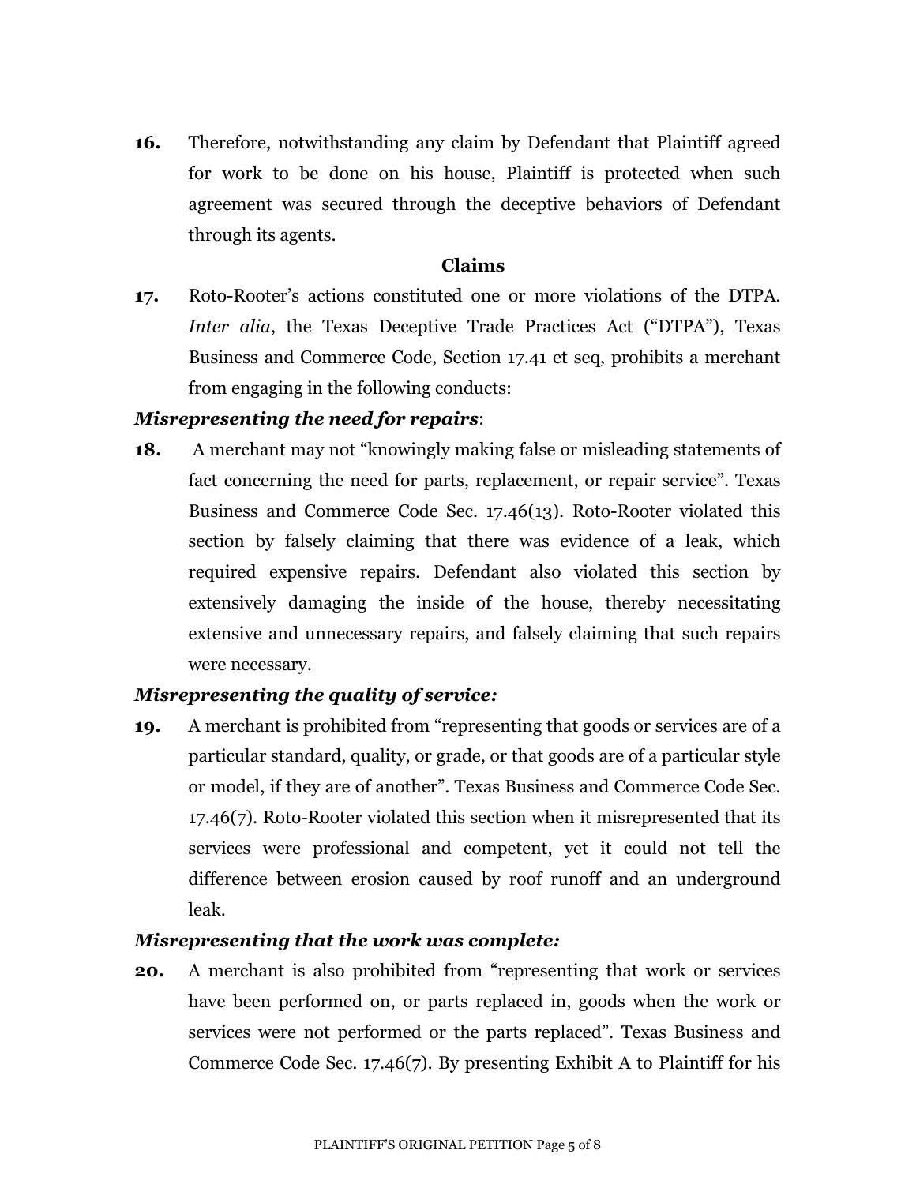**16.** Therefore, notwithstanding any claim by Defendant that Plaintiff agreed for work to be done on his house, Plaintiff is protected when such agreement was secured through the deceptive behaviors of Defendant through its agents.

**Claims**

**17.** Roto-Rooter's actions constituted one or more violations of the DTPA. *Inter alia*, the Texas Deceptive Trade Practices Act ("DTPA"), Texas Business and Commerce Code, Section 17.41 et seq, prohibits a merchant from engaging in the following conducts:

***Misrepresenting the need for repairs*:**

**18.** A merchant may not "knowingly making false or misleading statements of fact concerning the need for parts, replacement, or repair service". Texas Business and Commerce Code Sec. 17.46(13). Roto-Rooter violated this section by falsely claiming that there was evidence of a leak, which required expensive repairs. Defendant also violated this section by extensively damaging the inside of the house, thereby necessitating extensive and unnecessary repairs, and falsely claiming that such repairs were necessary.

***Misrepresenting the quality of service:***

**19.** A merchant is prohibited from "representing that goods or services are of a particular standard, quality, or grade, or that goods are of a particular style or model, if they are of another". Texas Business and Commerce Code Sec. 17.46(7). Roto-Rooter violated this section when it misrepresented that its services were professional and competent, yet it could not tell the difference between erosion caused by roof runoff and an underground leak.

***Misrepresenting that the work was complete:***

**20.** A merchant is also prohibited from "representing that work or services have been performed on, or parts replaced in, goods when the work or services were not performed or the parts replaced". Texas Business and Commerce Code Sec. 17.46(7). By presenting Exhibit A to Plaintiff for his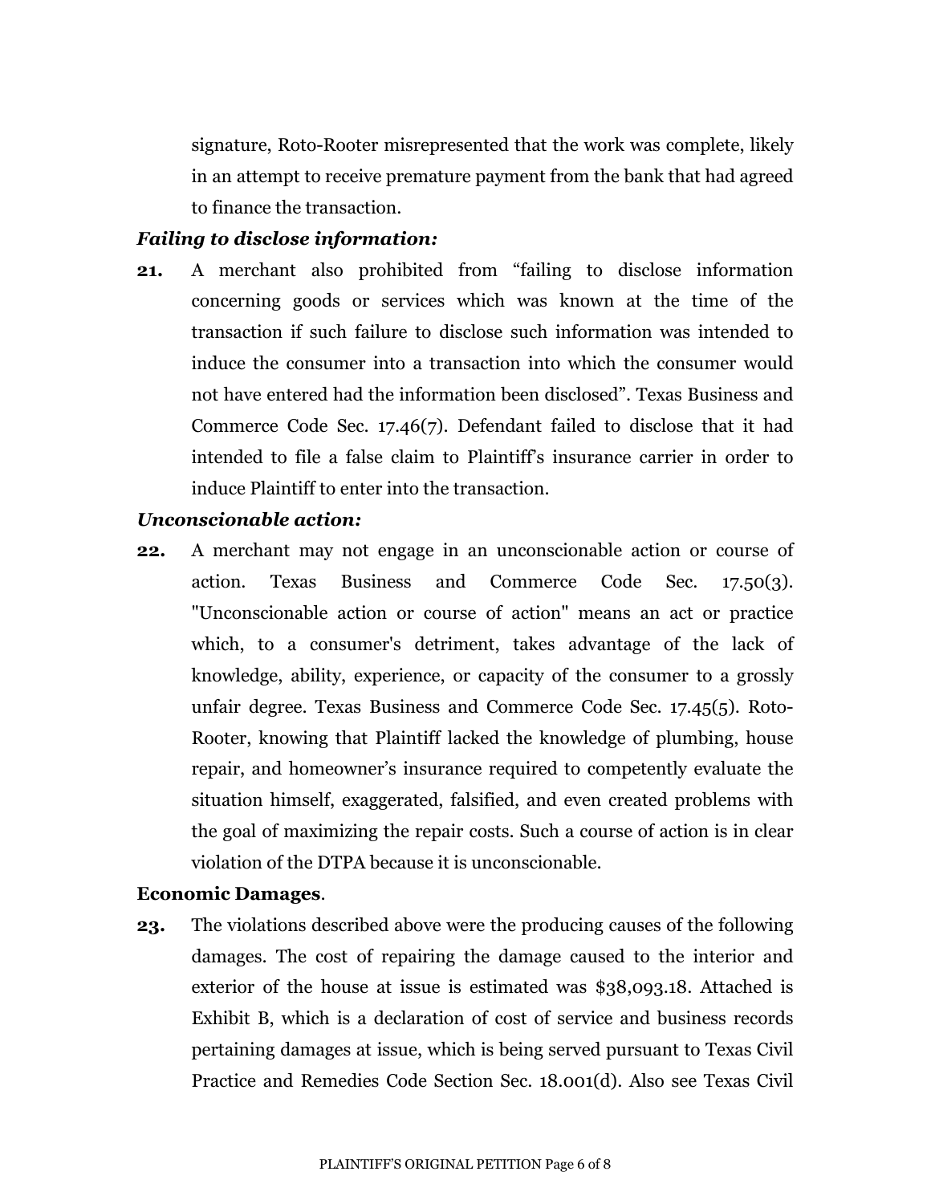signature, Roto-Rooter misrepresented that the work was complete, likely in an attempt to receive premature payment from the bank that had agreed to finance the transaction.

***Failing to disclose information:***

**21.** A merchant also prohibited from "failing to disclose information concerning goods or services which was known at the time of the transaction if such failure to disclose such information was intended to induce the consumer into a transaction into which the consumer would not have entered had the information been disclosed". Texas Business and Commerce Code Sec. 17.46(7). Defendant failed to disclose that it had intended to file a false claim to Plaintiff's insurance carrier in order to induce Plaintiff to enter into the transaction.

***Unconscionable action:***

**22.** A merchant may not engage in an unconscionable action or course of action. Texas Business and Commerce Code Sec. 17.50(3). "Unconscionable action or course of action" means an act or practice which, to a consumer's detriment, takes advantage of the lack of knowledge, ability, experience, or capacity of the consumer to a grossly unfair degree. Texas Business and Commerce Code Sec. 17.45(5). Roto-Rooter, knowing that Plaintiff lacked the knowledge of plumbing, house repair, and homeowner's insurance required to competently evaluate the situation himself, exaggerated, falsified, and even created problems with the goal of maximizing the repair costs. Such a course of action is in clear violation of the DTPA because it is unconscionable.

**Economic Damages**.

**23.** The violations described above were the producing causes of the following damages. The cost of repairing the damage caused to the interior and exterior of the house at issue is estimated was $38,093.18. Attached is Exhibit B, which is a declaration of cost of service and business records pertaining damages at issue, which is being served pursuant to Texas Civil Practice and Remedies Code Section Sec. 18.001(d). Also see Texas Civil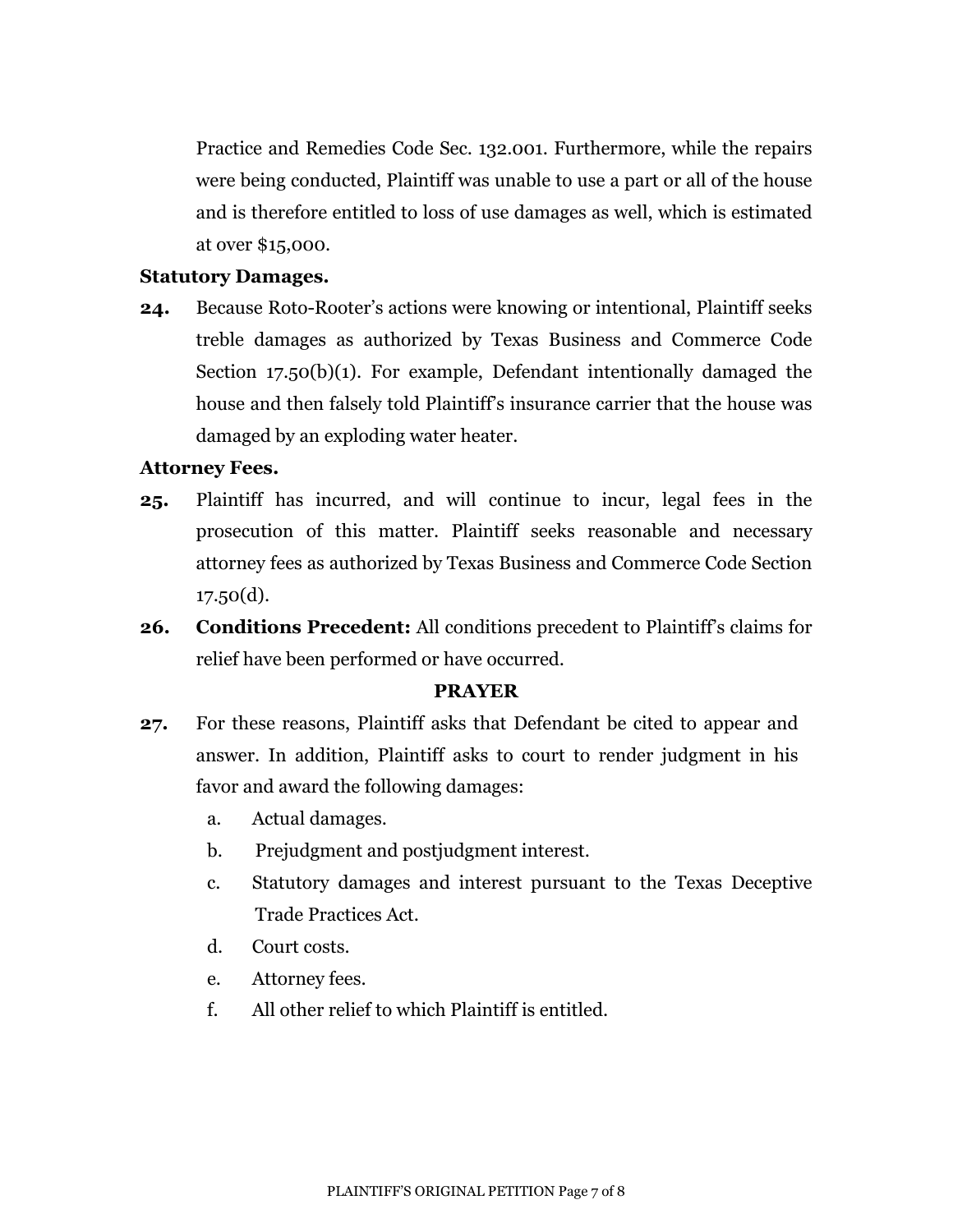Practice and Remedies Code Sec. 132.001. Furthermore, while the repairs were being conducted, Plaintiff was unable to use a part or all of the house and is therefore entitled to loss of use damages as well, which is estimated at over $15,000.

**Statutory Damages.**

**24.** Because Roto-Rooter's actions were knowing or intentional, Plaintiff seeks treble damages as authorized by Texas Business and Commerce Code Section 17.50(b)(1). For example, Defendant intentionally damaged the house and then falsely told Plaintiff's insurance carrier that the house was damaged by an exploding water heater.

**Attorney Fees.**

**25.** Plaintiff has incurred, and will continue to incur, legal fees in the prosecution of this matter. Plaintiff seeks reasonable and necessary attorney fees as authorized by Texas Business and Commerce Code Section 17.50(d).

**26.** **Conditions Precedent:** All conditions precedent to Plaintiff's claims for relief have been performed or have occurred.

**PRAYER**

**27.** For these reasons, Plaintiff asks that Defendant be cited to appear and answer. In addition, Plaintiff asks to court to render judgment in his favor and award the following damages:

a. Actual damages.

b. Prejudgment and postjudgment interest.

c. Statutory damages and interest pursuant to the Texas Deceptive Trade Practices Act.

d. Court costs.

e. Attorney fees.

f. All other relief to which Plaintiff is entitled.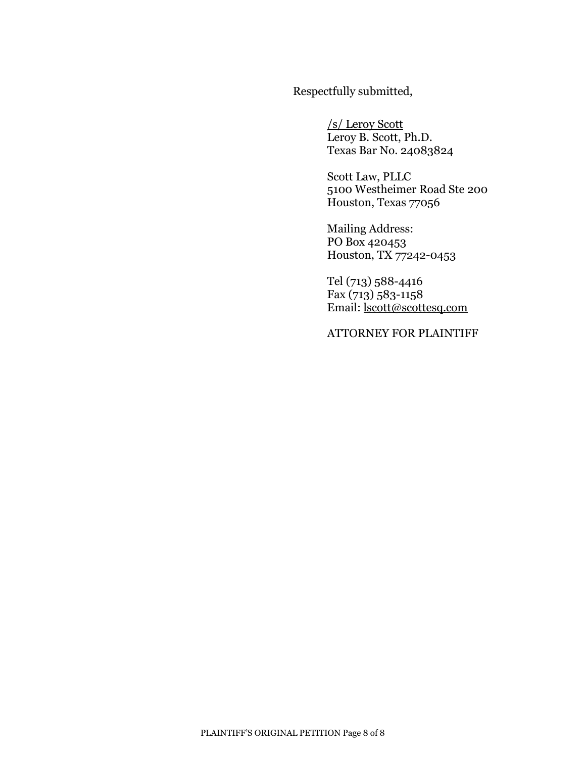Respectfully submitted,

/s/ Leroy Scott
Leroy B. Scott, Ph.D.
Texas Bar No. 24083824

Scott Law, PLLC
5100 Westheimer Road Ste 200
Houston, Texas 77056

Mailing Address:
PO Box 420453
Houston, TX 77242-0453

Tel (713) 588-4416
Fax (713) 583-1158
Email: lscott@scottesq.com

ATTORNEY FOR PLAINTIFF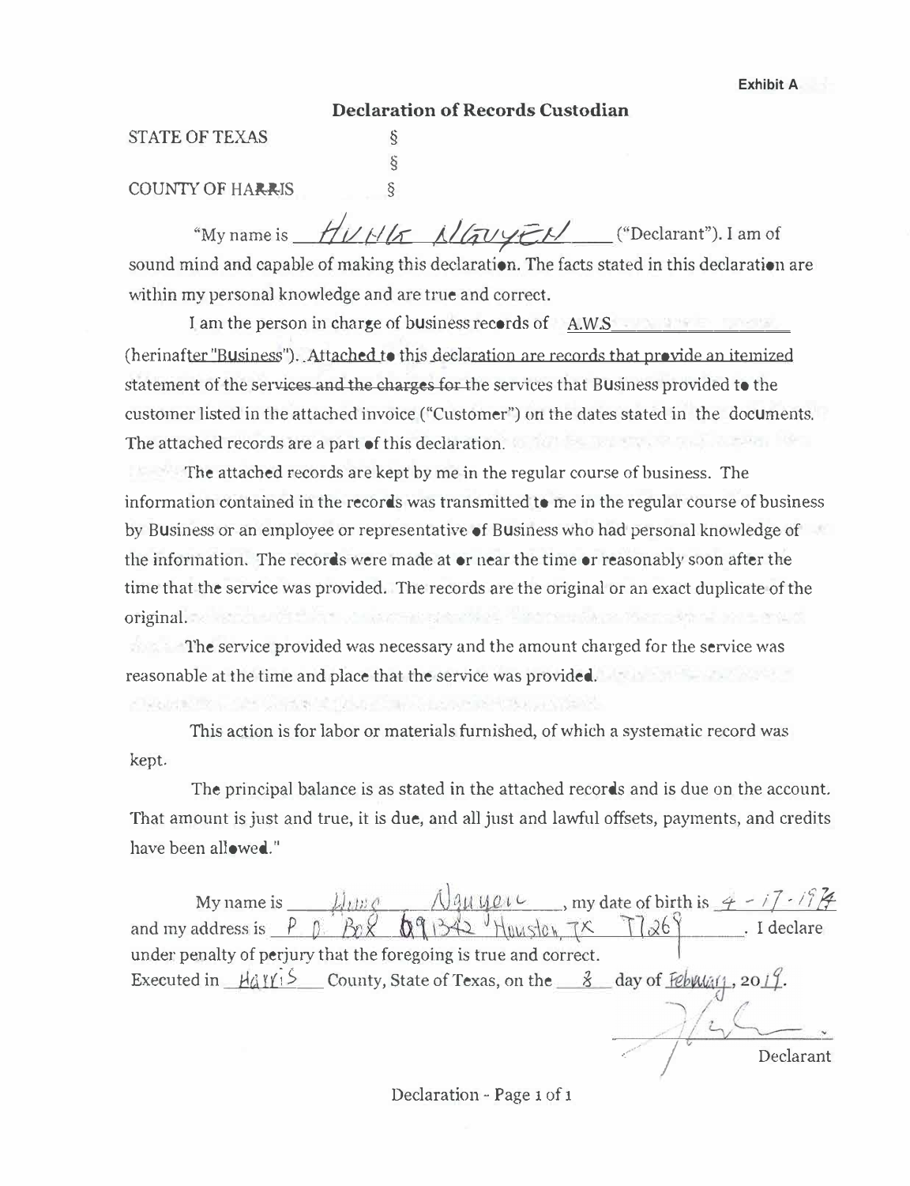Exhibit A

## Declaration of Records Custodian

STATE OF TEXAS §
§
COUNTY OF HARRIS §

"My name is HUNG NGUYEN ("Declarant"). I am of sound mind and capable of making this declaration. The facts stated in this declaration are within my personal knowledge and are true and correct.

I am the person in charge of business records of A.W.S (herinafter "Business"). Attached to this declaration are records that provide an itemized statement of the services and the charges for the services that Business provided to the customer listed in the attached invoice ("Customer") on the dates stated in the documents. The attached records are a part of this declaration.

The attached records are kept by me in the regular course of business. The information contained in the records was transmitted to me in the regular course of business by Business or an employee or representative of Business who had personal knowledge of the information. The records were made at or near the time or reasonably soon after the time that the service was provided. The records are the original or an exact duplicate of the original.

The service provided was necessary and the amount charged for the service was reasonable at the time and place that the service was provided.

This action is for labor or materials furnished, of which a systematic record was kept.

The principal balance is as stated in the attached records and is due on the account. That amount is just and true, it is due, and all just and lawful offsets, payments, and credits have been allowed."

My name is Hung Nguyen, my date of birth is 4-17-1974 and my address is P.O. Box 691342 Houston, TX 77269. I declare under penalty of perjury that the foregoing is true and correct.
Executed in Harris County, State of Texas, on the 8 day of February, 2019.

Declarant

Declaration - Page 1 of 1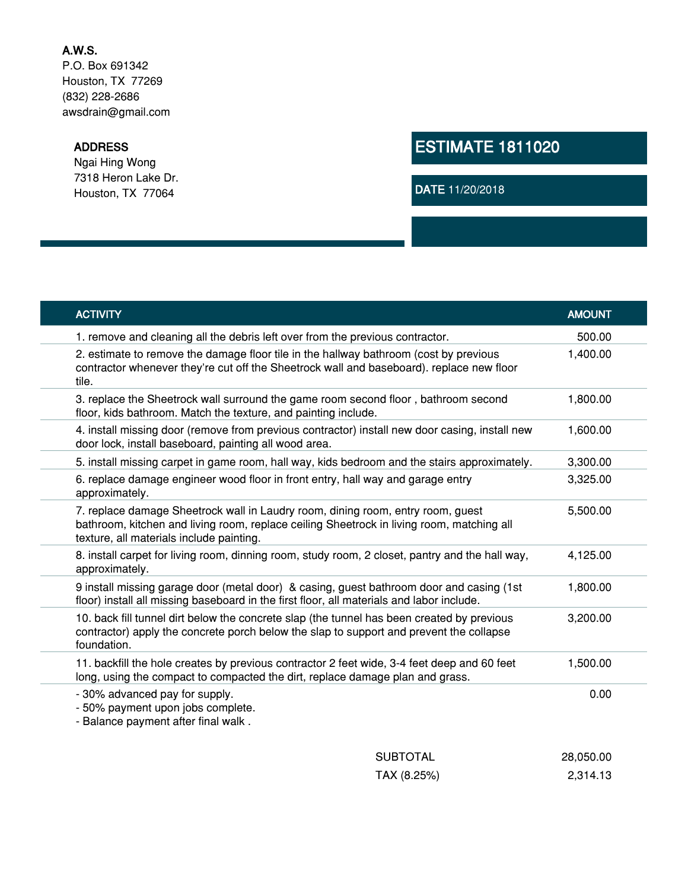**A.W.S.**
P.O. Box 691342
Houston, TX 77269
(832) 228-2686
awsdrain@gmail.com

**ADDRESS**
Ngai Hing Wong
7318 Heron Lake Dr.
Houston, TX 77064

# ESTIMATE 1811020

**DATE** 11/20/2018

| ACTIVITY | AMOUNT |
|---|---|
| 1. remove and cleaning all the debris left over from the previous contractor. | 500.00 |
| 2. estimate to remove the damage floor tile in the hallway bathroom (cost by previous contractor whenever they're cut off the Sheetrock wall and baseboard). replace new floor tile. | 1,400.00 |
| 3. replace the Sheetrock wall surround the game room second floor , bathroom second floor, kids bathroom. Match the texture, and painting include. | 1,800.00 |
| 4. install missing door (remove from previous contractor) install new door casing, install new door lock, install baseboard, painting all wood area. | 1,600.00 |
| 5. install missing carpet in game room, hall way, kids bedroom and the stairs approximately. | 3,300.00 |
| 6. replace damage engineer wood floor in front entry, hall way and garage entry approximately. | 3,325.00 |
| 7. replace damage Sheetrock wall in Laudry room, dining room, entry room, guest bathroom, kitchen and living room, replace ceiling Sheetrock in living room, matching all texture, all materials include painting. | 5,500.00 |
| 8. install carpet for living room, dinning room, study room, 2 closet, pantry and the hall way, approximately. | 4,125.00 |
| 9 install missing garage door (metal door) & casing, guest bathroom door and casing (1st floor) install all missing baseboard in the first floor, all materials and labor include. | 1,800.00 |
| 10. back fill tunnel dirt below the concrete slap (the tunnel has been created by previous contractor) apply the concrete porch below the slap to support and prevent the collapse foundation. | 3,200.00 |
| 11. backfill the hole creates by previous contractor 2 feet wide, 3-4 feet deep and 60 feet long, using the compact to compacted the dirt, replace damage plan and grass. | 1,500.00 |
| - 30% advanced pay for supply.<br>- 50% payment upon jobs complete.<br>- Balance payment after final walk . | 0.00 |

| | |
|---|---|
| SUBTOTAL | 28,050.00 |
| TAX (8.25%) | 2,314.13 |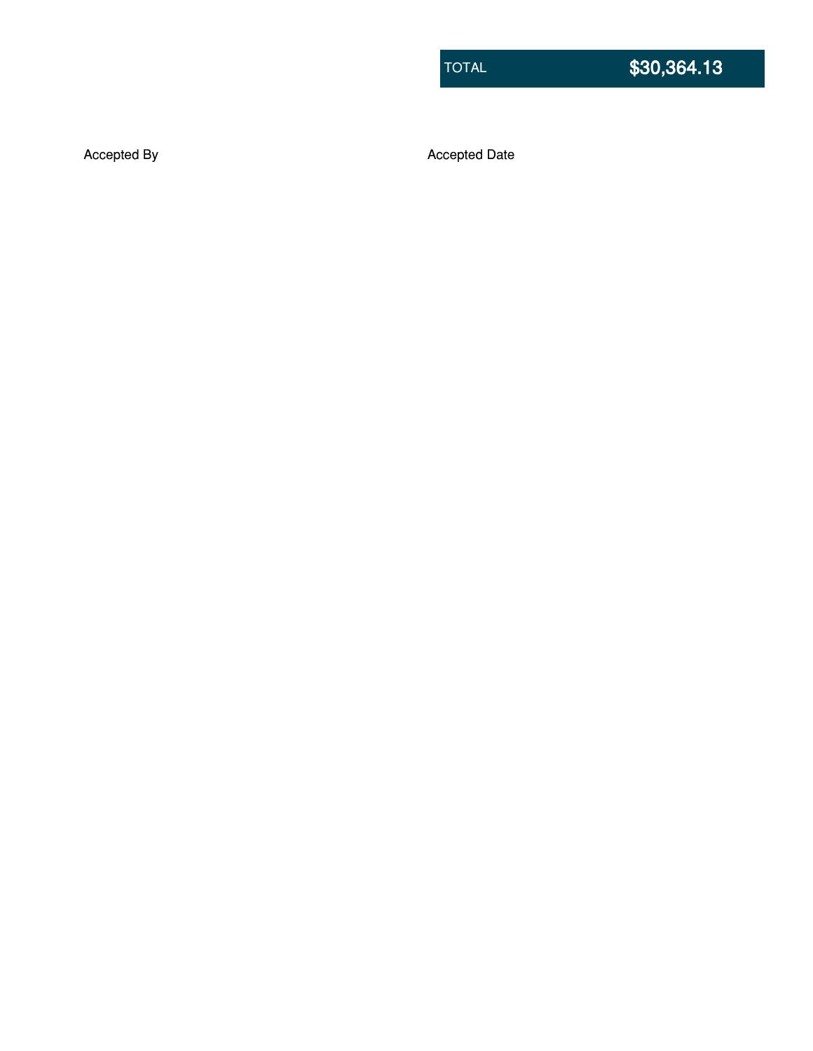| TOTAL | $30,364.13 |
|---|---|

Accepted By

Accepted Date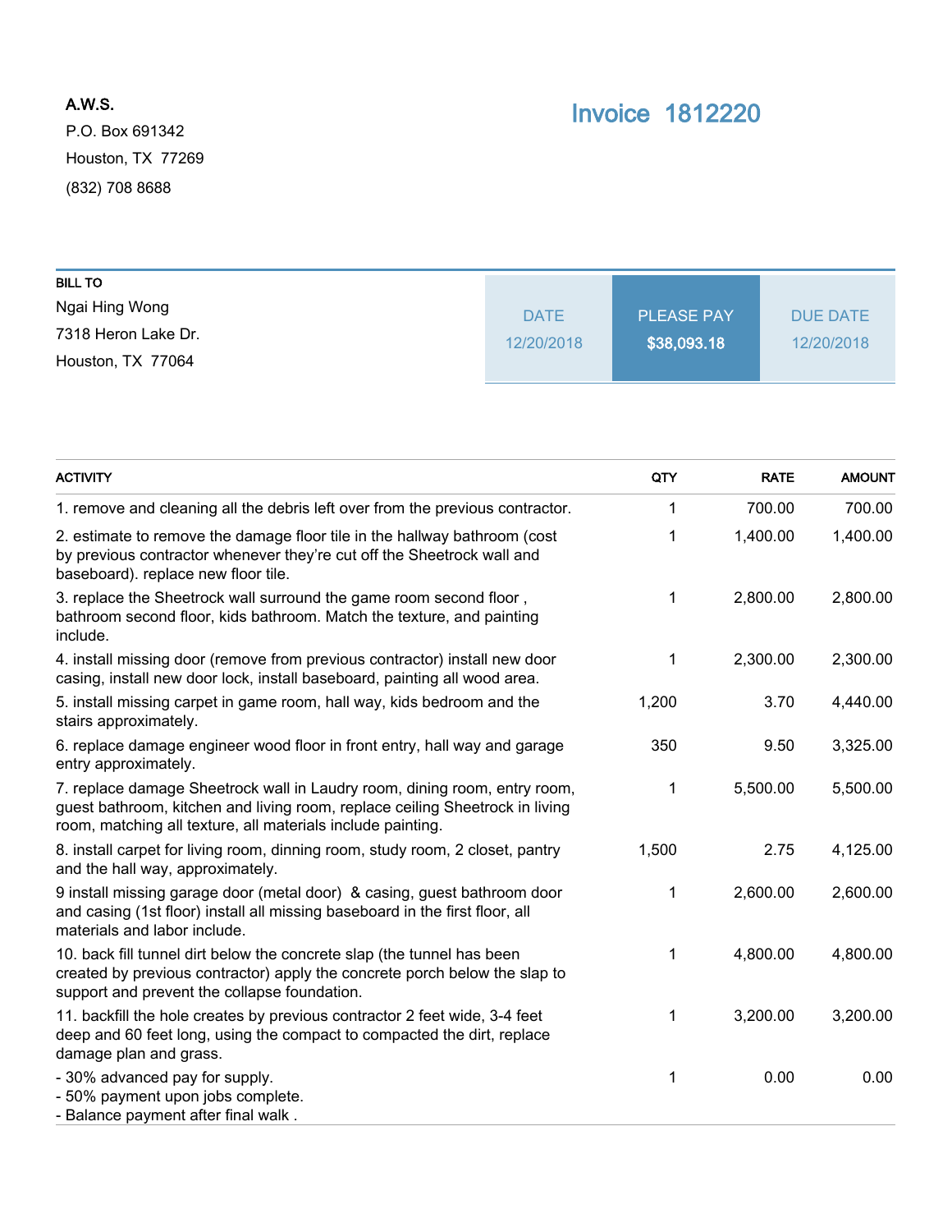**A.W.S.**

P.O. Box 691342

Houston, TX 77269

(832) 708 8688

# Invoice 1812220

**BILL TO**

Ngai Hing Wong

7318 Heron Lake Dr.

Houston, TX 77064

| DATE | PLEASE PAY | DUE DATE |
|---|---|---|
| 12/20/2018 | **$38,093.18** | 12/20/2018 |

| ACTIVITY | QTY | RATE | AMOUNT |
|---|---|---|---|
| 1. remove and cleaning all the debris left over from the previous contractor. | 1 | 700.00 | 700.00 |
| 2. estimate to remove the damage floor tile in the hallway bathroom (cost by previous contractor whenever they're cut off the Sheetrock wall and baseboard). replace new floor tile. | 1 | 1,400.00 | 1,400.00 |
| 3. replace the Sheetrock wall surround the game room second floor , bathroom second floor, kids bathroom. Match the texture, and painting include. | 1 | 2,800.00 | 2,800.00 |
| 4. install missing door (remove from previous contractor) install new door casing, install new door lock, install baseboard, painting all wood area. | 1 | 2,300.00 | 2,300.00 |
| 5. install missing carpet in game room, hall way, kids bedroom and the stairs approximately. | 1,200 | 3.70 | 4,440.00 |
| 6. replace damage engineer wood floor in front entry, hall way and garage entry approximately. | 350 | 9.50 | 3,325.00 |
| 7. replace damage Sheetrock wall in Laudry room, dining room, entry room, guest bathroom, kitchen and living room, replace ceiling Sheetrock in living room, matching all texture, all materials include painting. | 1 | 5,500.00 | 5,500.00 |
| 8. install carpet for living room, dinning room, study room, 2 closet, pantry and the hall way, approximately. | 1,500 | 2.75 | 4,125.00 |
| 9 install missing garage door (metal door) & casing, guest bathroom door and casing (1st floor) install all missing baseboard in the first floor, all materials and labor include. | 1 | 2,600.00 | 2,600.00 |
| 10. back fill tunnel dirt below the concrete slap (the tunnel has been created by previous contractor) apply the concrete porch below the slap to support and prevent the collapse foundation. | 1 | 4,800.00 | 4,800.00 |
| 11. backfill the hole creates by previous contractor 2 feet wide, 3-4 feet deep and 60 feet long, using the compact to compacted the dirt, replace damage plan and grass. | 1 | 3,200.00 | 3,200.00 |
| - 30% advanced pay for supply.<br>- 50% payment upon jobs complete.<br>- Balance payment after final walk . | 1 | 0.00 | 0.00 |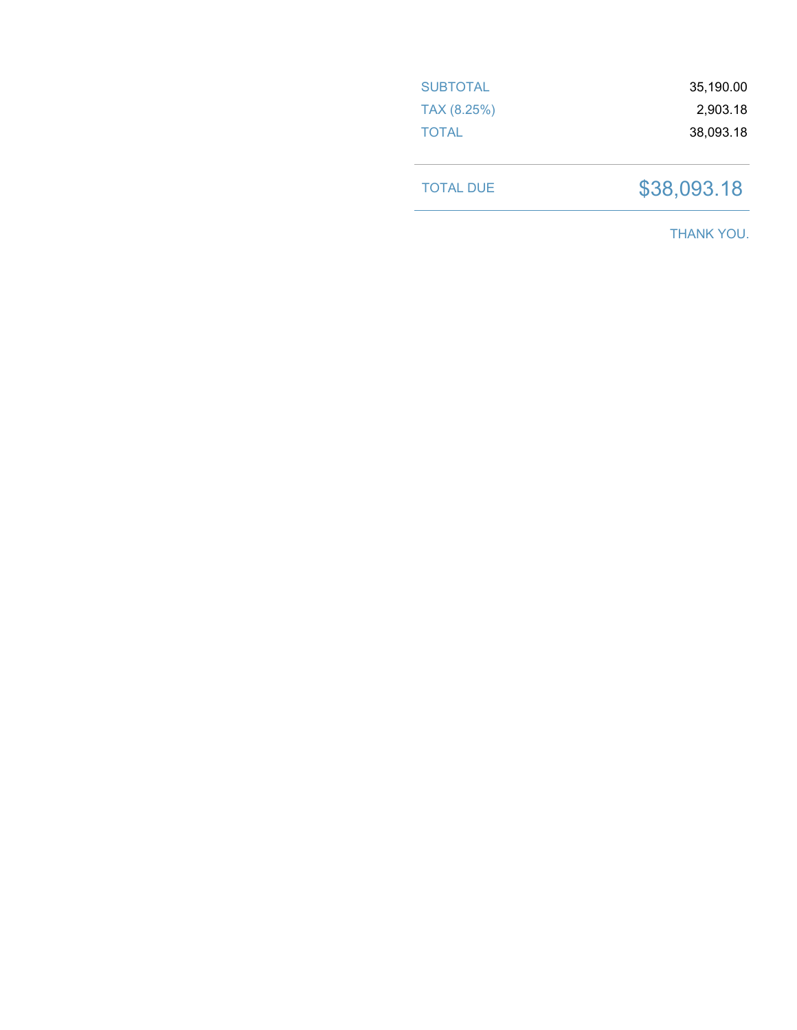| | |
|---|---|
| SUBTOTAL | 35,190.00 |
| TAX (8.25%) | 2,903.18 |
| TOTAL | 38,093.18 |

| | |
|---|---|
| TOTAL DUE | $38,093.18 |

THANK YOU.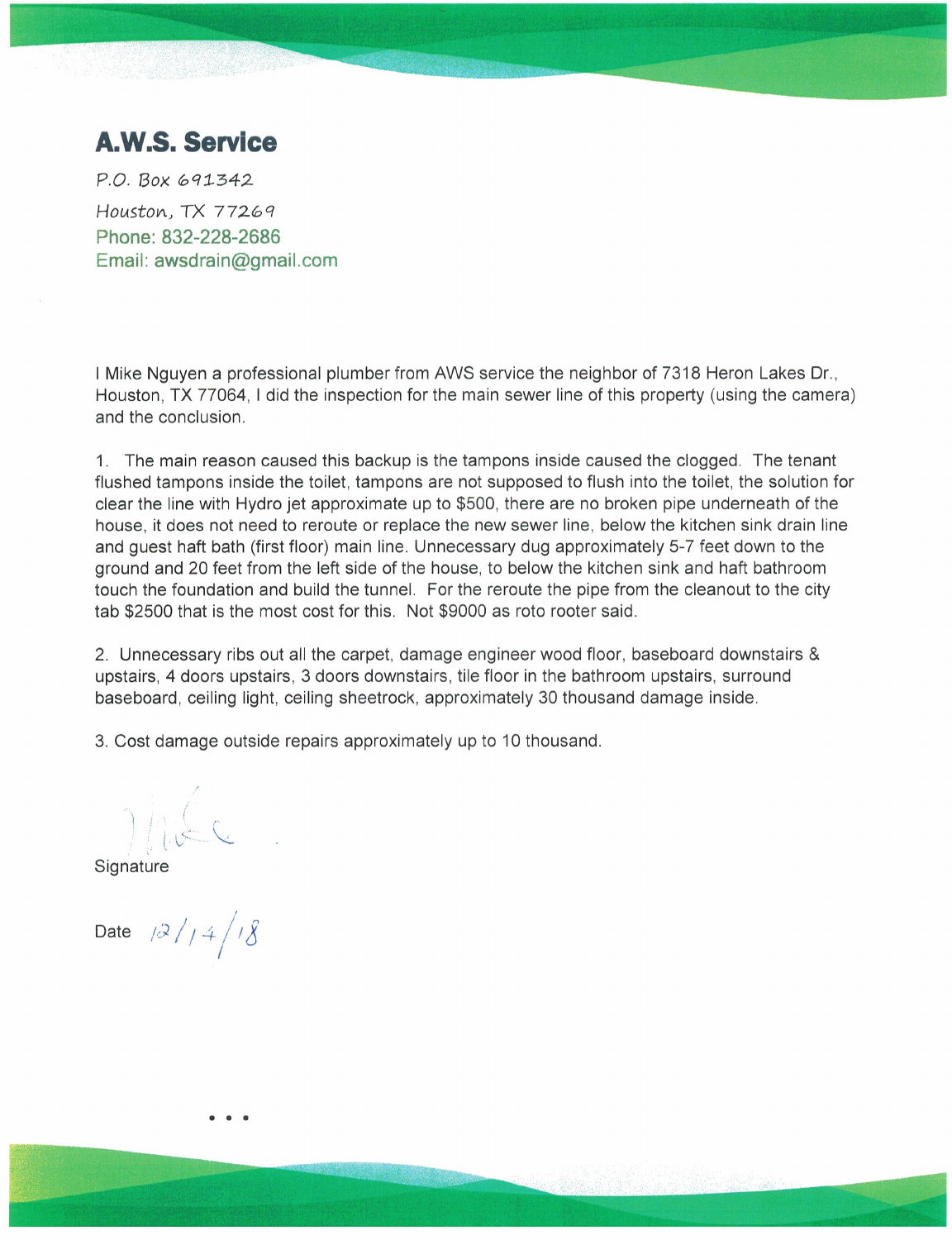# A.W.S. Service

P.O. Box 691342

Houston, TX 77269

Phone: 832-228-2686

Email: awsdrain@gmail.com

I Mike Nguyen a professional plumber from AWS service the neighbor of 7318 Heron Lakes Dr., Houston, TX 77064, I did the inspection for the main sewer line of this property (using the camera) and the conclusion.

1. The main reason caused this backup is the tampons inside caused the clogged. The tenant flushed tampons inside the toilet, tampons are not supposed to flush into the toilet, the solution for clear the line with Hydro jet approximate up to $500, there are no broken pipe underneath of the house, it does not need to reroute or replace the new sewer line, below the kitchen sink drain line and guest haft bath (first floor) main line. Unnecessary dug approximately 5-7 feet down to the ground and 20 feet from the left side of the house, to below the kitchen sink and haft bathroom touch the foundation and build the tunnel. For the reroute the pipe from the cleanout to the city tab $2500 that is the most cost for this. Not $9000 as roto rooter said.

2. Unnecessary ribs out all the carpet, damage engineer wood floor, baseboard downstairs & upstairs, 4 doors upstairs, 3 doors downstairs, tile floor in the bathroom upstairs, surround baseboard, ceiling light, ceiling sheetrock, approximately 30 thousand damage inside.

3. Cost damage outside repairs approximately up to 10 thousand.

Mike

Signature

Date 12/14/18